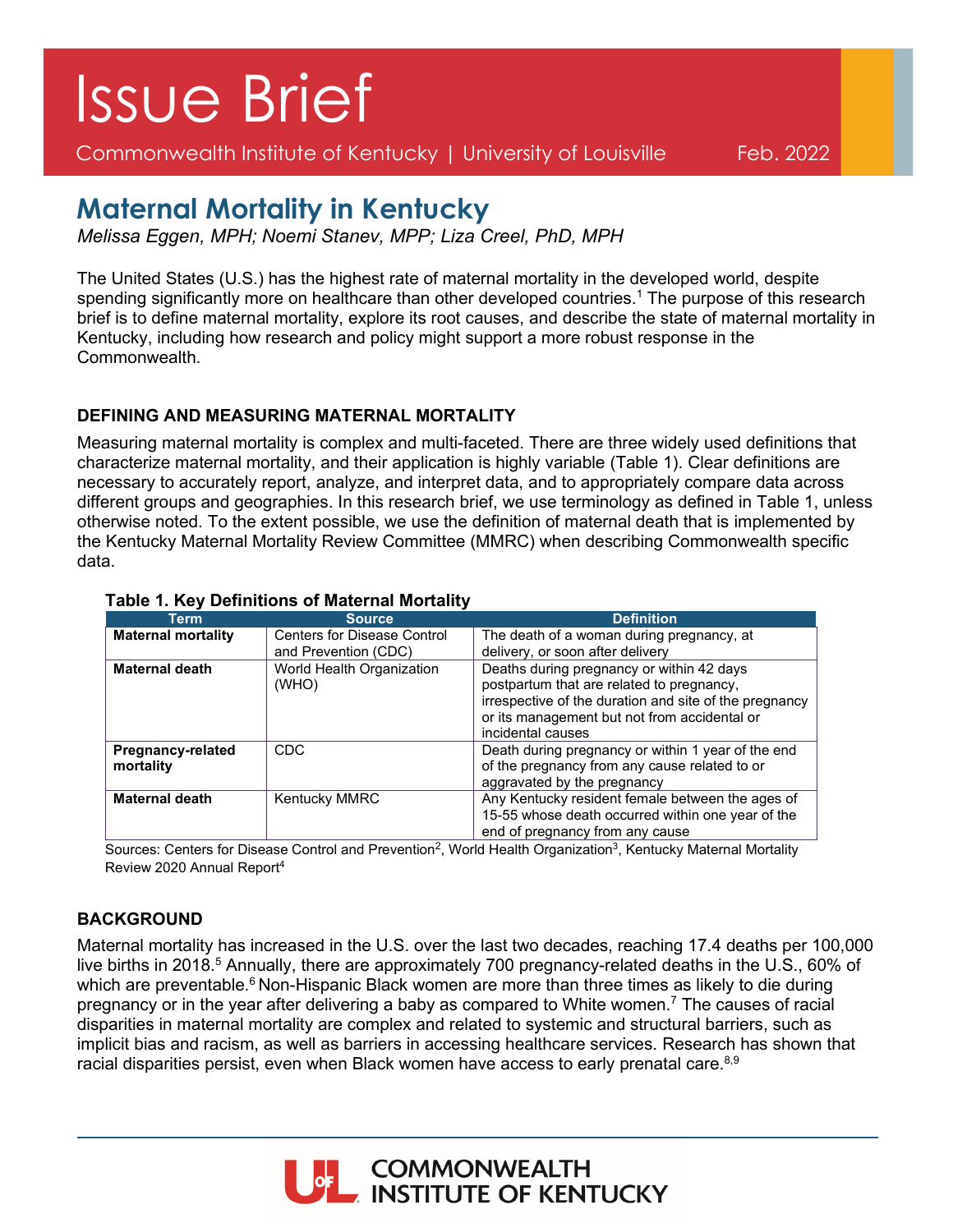# Issue Brief

Commonwealth Institute of Kentucky | University of Louisville Feb. 2022

## Maternal Mortality in Kentucky

*Melissa Eggen, MPH; Noemi Stanev, MPP; Liza Creel, PhD, MPH*

The United States (U.S.) has the highest rate of maternal mortality in the developed world, despite spending significantly more on healthcare than other developed countries.[1] The purpose of this research brief is to define maternal mortality, explore its root causes, and describe the state of maternal mortality in Kentucky, including how research and policy might support a more robust response in the Commonwealth.

### DEFINING AND MEASURING MATERNAL MORTALITY

Measuring maternal mortality is complex and multi-faceted. There are three widely used definitions that characterize maternal mortality, and their application is highly variable (Table 1). Clear definitions are necessary to accurately report, analyze, and interpret data, and to appropriately compare data across different groups and geographies. In this research brief, we use terminology as defined in Table 1, unless otherwise noted. To the extent possible, we use the definition of maternal death that is implemented by the Kentucky Maternal Mortality Review Committee (MMRC) when describing Commonwealth specific data.

**Table 1. Key Definitions of Maternal Mortality**

| Term | Source | Definition |
|---|---|---|
| **Maternal mortality** | Centers for Disease Control and Prevention (CDC) | The death of a woman during pregnancy, at delivery, or soon after delivery |
| **Maternal death** | World Health Organization (WHO) | Deaths during pregnancy or within 42 days postpartum that are related to pregnancy, irrespective of the duration and site of the pregnancy or its management but not from accidental or incidental causes |
| **Pregnancy-related mortality** | CDC | Death during pregnancy or within 1 year of the end of the pregnancy from any cause related to or aggravated by the pregnancy |
| **Maternal death** | Kentucky MMRC | Any Kentucky resident female between the ages of 15-55 whose death occurred within one year of the end of pregnancy from any cause |

Sources: Centers for Disease Control and Prevention[2], World Health Organization[3], Kentucky Maternal Mortality Review 2020 Annual Report[4]

### BACKGROUND

Maternal mortality has increased in the U.S. over the last two decades, reaching 17.4 deaths per 100,000 live births in 2018.[5] Annually, there are approximately 700 pregnancy-related deaths in the U.S., 60% of which are preventable.[6] Non-Hispanic Black women are more than three times as likely to die during pregnancy or in the year after delivering a baby as compared to White women.[7] The causes of racial disparities in maternal mortality are complex and related to systemic and structural barriers, such as implicit bias and racism, as well as barriers in accessing healthcare services. Research has shown that racial disparities persist, even when Black women have access to early prenatal care.[8,9]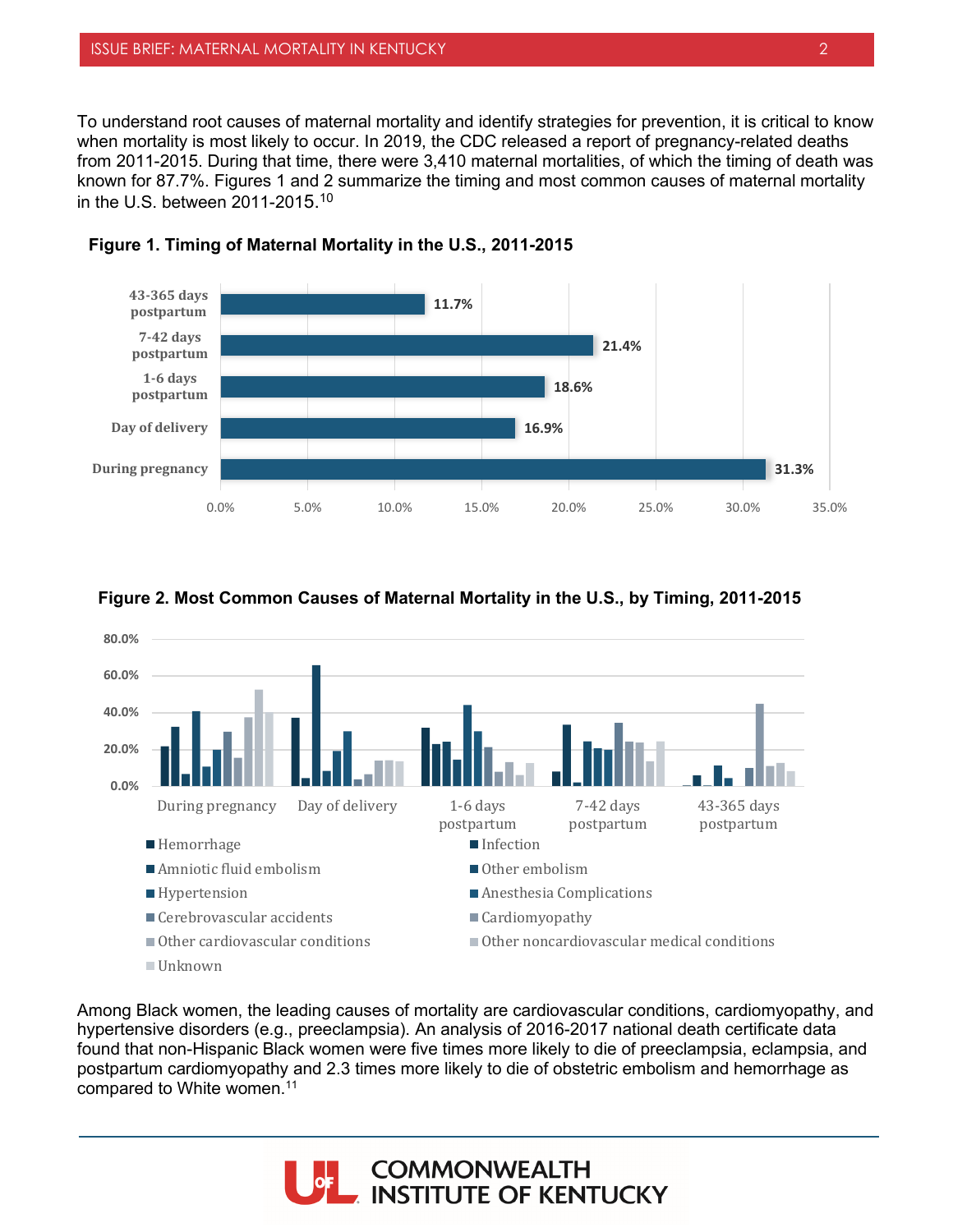To understand root causes of maternal mortality and identify strategies for prevention, it is critical to know when mortality is most likely to occur. In 2019, the CDC released a report of pregnancy-related deaths from 2011-2015. During that time, there were 3,410 maternal mortalities, of which the timing of death was known for 87.7%. Figures 1 and 2 summarize the timing and most common causes of maternal mortality in the U.S. between 2011-2015.[10]

**Figure 1. Timing of Maternal Mortality in the U.S., 2011-2015**

| Timing | Percent |
| --- | --- |
| 43-365 days postpartum | 11.7% |
| 7-42 days postpartum | 21.4% |
| 1-6 days postpartum | 18.6% |
| Day of delivery | 16.9% |
| During pregnancy | 31.3% |

**Figure 2. Most Common Causes of Maternal Mortality in the U.S., by Timing, 2011-2015**

Legend: Hemorrhage; Infection; Amniotic fluid embolism; Other embolism; Hypertension; Anesthesia Complications; Cerebrovascular accidents; Cardiomyopathy; Other cardiovascular conditions; Other noncardiovascular medical conditions; Unknown

Categories: During pregnancy; Day of delivery; 1-6 days postpartum; 7-42 days postpartum; 43-365 days postpartum

Among Black women, the leading causes of mortality are cardiovascular conditions, cardiomyopathy, and hypertensive disorders (e.g., preeclampsia). An analysis of 2016-2017 national death certificate data found that non-Hispanic Black women were five times more likely to die of preeclampsia, eclampsia, and postpartum cardiomyopathy and 2.3 times more likely to die of obstetric embolism and hemorrhage as compared to White women.[11]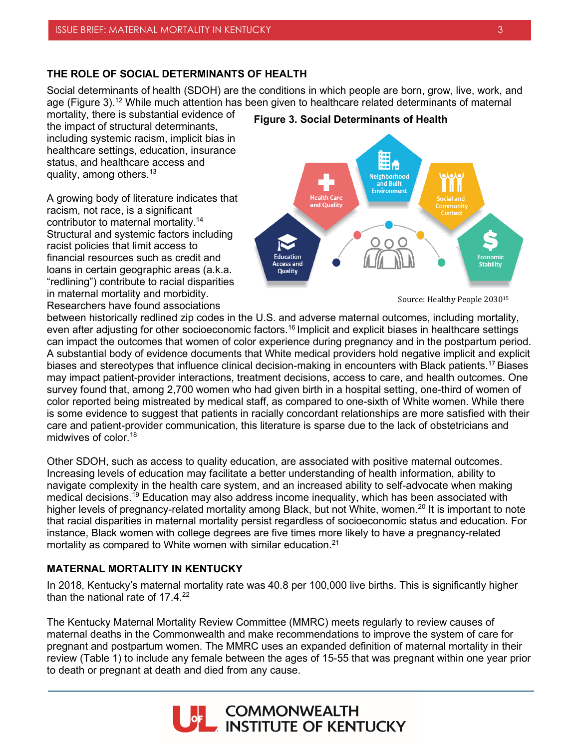## THE ROLE OF SOCIAL DETERMINANTS OF HEALTH

Social determinants of health (SDOH) are the conditions in which people are born, grow, live, work, and age (Figure 3).[12] While much attention has been given to healthcare related determinants of maternal mortality, there is substantial evidence of the impact of structural determinants, including systemic racism, implicit bias in healthcare settings, education, insurance status, and healthcare access and quality, among others.[13]

**Figure 3. Social Determinants of Health**

Source: Healthy People 2030[15]

A growing body of literature indicates that racism, not race, is a significant contributor to maternal mortality.[14] Structural and systemic factors including racist policies that limit access to financial resources such as credit and loans in certain geographic areas (a.k.a. "redlining") contribute to racial disparities in maternal mortality and morbidity. Researchers have found associations between historically redlined zip codes in the U.S. and adverse maternal outcomes, including mortality, even after adjusting for other socioeconomic factors.[16] Implicit and explicit biases in healthcare settings can impact the outcomes that women of color experience during pregnancy and in the postpartum period. A substantial body of evidence documents that White medical providers hold negative implicit and explicit biases and stereotypes that influence clinical decision-making in encounters with Black patients.[17] Biases may impact patient-provider interactions, treatment decisions, access to care, and health outcomes. One survey found that, among 2,700 women who had given birth in a hospital setting, one-third of women of color reported being mistreated by medical staff, as compared to one-sixth of White women. While there is some evidence to suggest that patients in racially concordant relationships are more satisfied with their care and patient-provider communication, this literature is sparse due to the lack of obstetricians and midwives of color.[18]

Other SDOH, such as access to quality education, are associated with positive maternal outcomes. Increasing levels of education may facilitate a better understanding of health information, ability to navigate complexity in the health care system, and an increased ability to self-advocate when making medical decisions.[19] Education may also address income inequality, which has been associated with higher levels of pregnancy-related mortality among Black, but not White, women.[20] It is important to note that racial disparities in maternal mortality persist regardless of socioeconomic status and education. For instance, Black women with college degrees are five times more likely to have a pregnancy-related mortality as compared to White women with similar education.[21]

## MATERNAL MORTALITY IN KENTUCKY

In 2018, Kentucky's maternal mortality rate was 40.8 per 100,000 live births. This is significantly higher than the national rate of 17.4.[22]

The Kentucky Maternal Mortality Review Committee (MMRC) meets regularly to review causes of maternal deaths in the Commonwealth and make recommendations to improve the system of care for pregnant and postpartum women. The MMRC uses an expanded definition of maternal mortality in their review (Table 1) to include any female between the ages of 15-55 that was pregnant within one year prior to death or pregnant at death and died from any cause.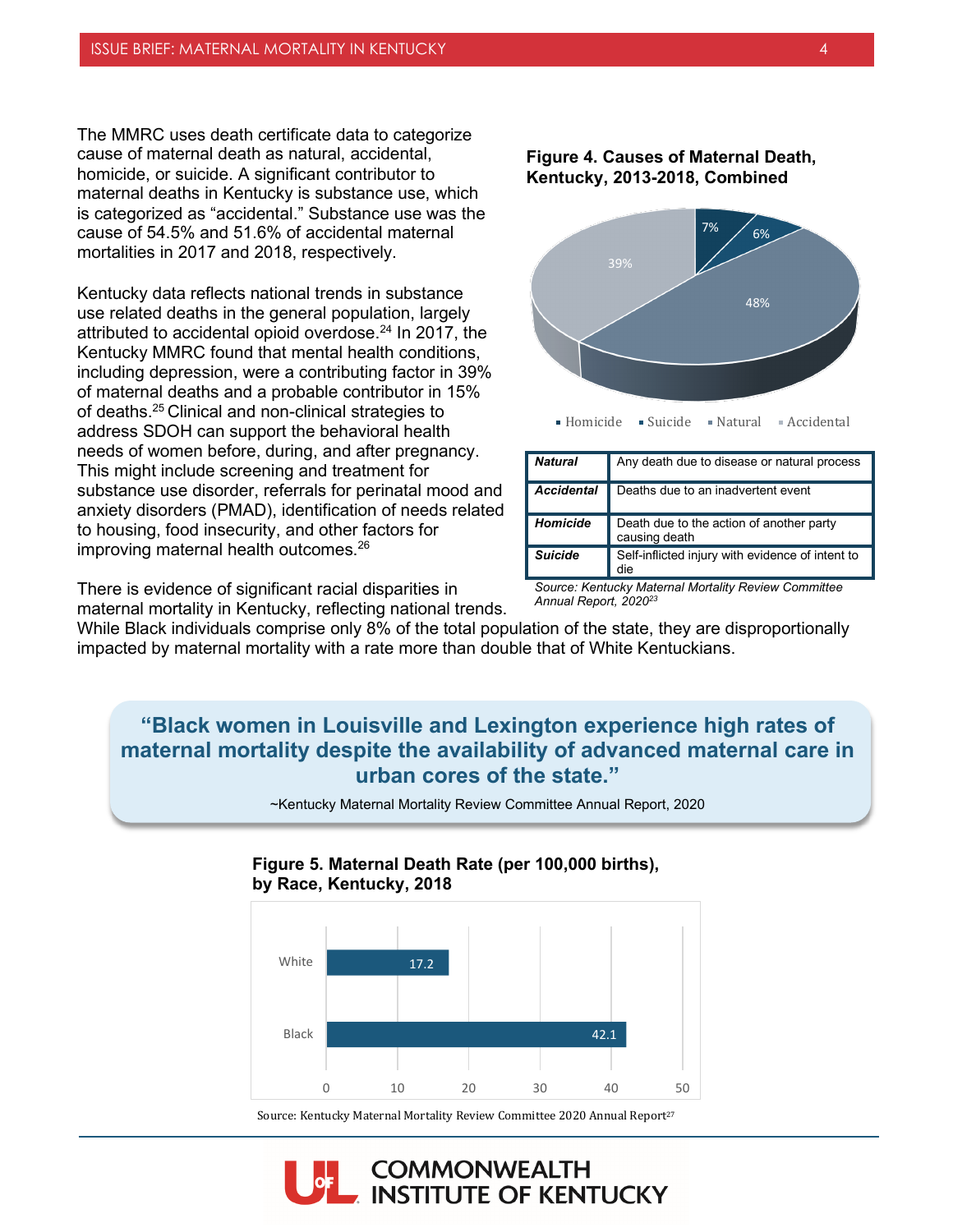The MMRC uses death certificate data to categorize cause of maternal death as natural, accidental, homicide, or suicide. A significant contributor to maternal deaths in Kentucky is substance use, which is categorized as "accidental." Substance use was the cause of 54.5% and 51.6% of accidental maternal mortalities in 2017 and 2018, respectively.

Kentucky data reflects national trends in substance use related deaths in the general population, largely attributed to accidental opioid overdose.[24] In 2017, the Kentucky MMRC found that mental health conditions, including depression, were a contributing factor in 39% of maternal deaths and a probable contributor in 15% of deaths.[25] Clinical and non-clinical strategies to address SDOH can support the behavioral health needs of women before, during, and after pregnancy. This might include screening and treatment for substance use disorder, referrals for perinatal mood and anxiety disorders (PMAD), identification of needs related to housing, food insecurity, and other factors for improving maternal health outcomes.[26]

**Figure 4. Causes of Maternal Death, Kentucky, 2013-2018, Combined**

| Cause | Percent |
|---|---|
| Homicide | 7% |
| Suicide | 6% |
| Natural | 48% |
| Accidental | 39% |

| | |
|---|---|
| ***Natural*** | Any death due to disease or natural process |
| ***Accidental*** | Deaths due to an inadvertent event |
| ***Homicide*** | Death due to the action of another party causing death |
| ***Suicide*** | Self-inflicted injury with evidence of intent to die |

*Source: Kentucky Maternal Mortality Review Committee Annual Report, 2020[23]*

There is evidence of significant racial disparities in maternal mortality in Kentucky, reflecting national trends. While Black individuals comprise only 8% of the total population of the state, they are disproportionally impacted by maternal mortality with a rate more than double that of White Kentuckians.

> **"Black women in Louisville and Lexington experience high rates of maternal mortality despite the availability of advanced maternal care in urban cores of the state."**
>
> ~Kentucky Maternal Mortality Review Committee Annual Report, 2020

**Figure 5. Maternal Death Rate (per 100,000 births), by Race, Kentucky, 2018**

| Race | Rate |
|---|---|
| White | 17.2 |
| Black | 42.1 |

Source: Kentucky Maternal Mortality Review Committee 2020 Annual Report[27]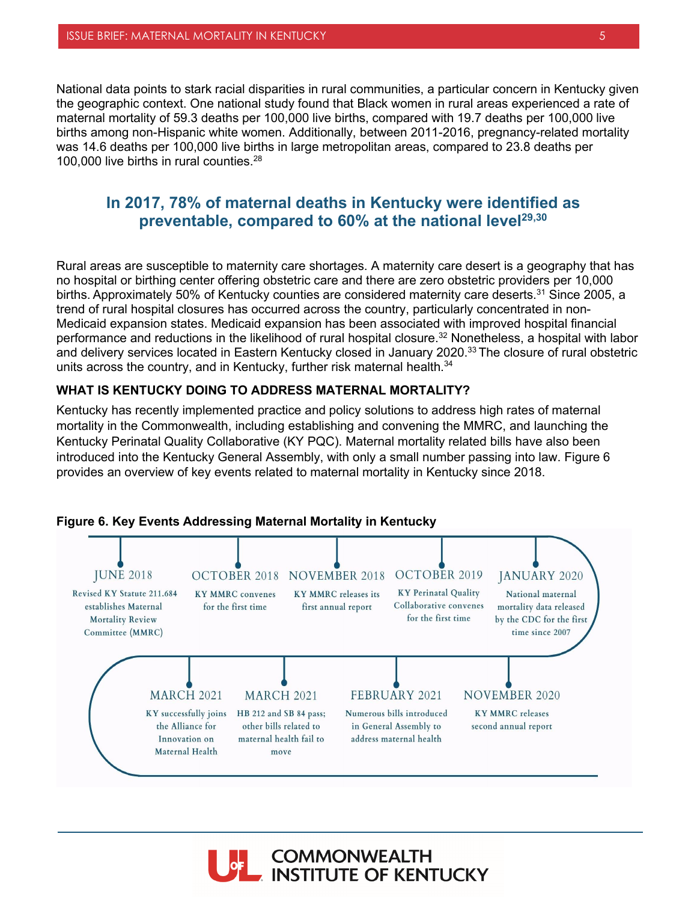National data points to stark racial disparities in rural communities, a particular concern in Kentucky given the geographic context. One national study found that Black women in rural areas experienced a rate of maternal mortality of 59.3 deaths per 100,000 live births, compared with 19.7 deaths per 100,000 live births among non-Hispanic white women. Additionally, between 2011-2016, pregnancy-related mortality was 14.6 deaths per 100,000 live births in large metropolitan areas, compared to 23.8 deaths per 100,000 live births in rural counties.[28]

### In 2017, 78% of maternal deaths in Kentucky were identified as preventable, compared to 60% at the national level[29,30]

Rural areas are susceptible to maternity care shortages. A maternity care desert is a geography that has no hospital or birthing center offering obstetric care and there are zero obstetric providers per 10,000 births. Approximately 50% of Kentucky counties are considered maternity care deserts.[31] Since 2005, a trend of rural hospital closures has occurred across the country, particularly concentrated in non-Medicaid expansion states. Medicaid expansion has been associated with improved hospital financial performance and reductions in the likelihood of rural hospital closure.[32] Nonetheless, a hospital with labor and delivery services located in Eastern Kentucky closed in January 2020.[33] The closure of rural obstetric units across the country, and in Kentucky, further risk maternal health.[34]

## WHAT IS KENTUCKY DOING TO ADDRESS MATERNAL MORTALITY?

Kentucky has recently implemented practice and policy solutions to address high rates of maternal mortality in the Commonwealth, including establishing and convening the MMRC, and launching the Kentucky Perinatal Quality Collaborative (KY PQC). Maternal mortality related bills have also been introduced into the Kentucky General Assembly, with only a small number passing into law. Figure 6 provides an overview of key events related to maternal mortality in Kentucky since 2018.

**Figure 6. Key Events Addressing Maternal Mortality in Kentucky**

- **JUNE 2018** — Revised KY Statute 211.684 establishes Maternal Mortality Review Committee (MMRC)
- **OCTOBER 2018** — KY MMRC convenes for the first time
- **NOVEMBER 2018** — KY MMRC releases its first annual report
- **OCTOBER 2019** — KY Perinatal Quality Collaborative convenes for the first time
- **JANUARY 2020** — National maternal mortality data released by the CDC for the first time since 2007
- **NOVEMBER 2020** — KY MMRC releases second annual report
- **FEBRUARY 2021** — Numerous bills introduced in General Assembly to address maternal health
- **MARCH 2021** — HB 212 and SB 84 pass; other bills related to maternal health fail to move
- **MARCH 2021** — KY successfully joins the Alliance for Innovation on Maternal Health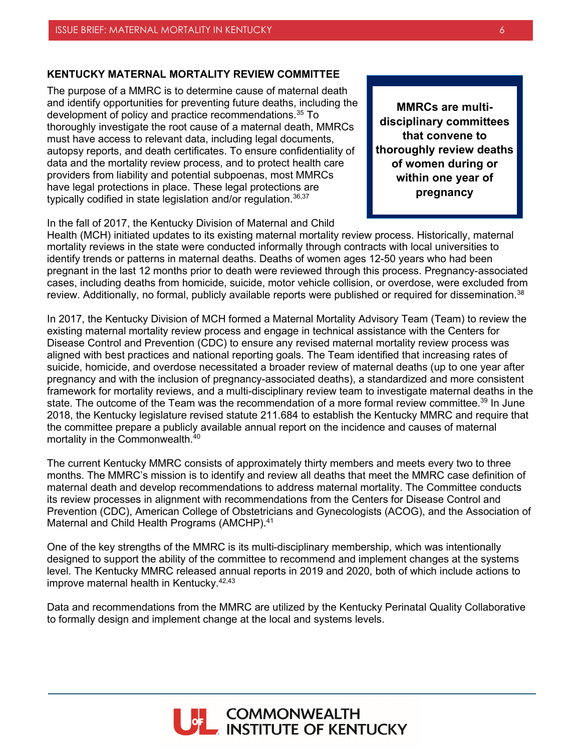## KENTUCKY MATERNAL MORTALITY REVIEW COMMITTEE

The purpose of a MMRC is to determine cause of maternal death and identify opportunities for preventing future deaths, including the development of policy and practice recommendations.[35] To thoroughly investigate the root cause of a maternal death, MMRCs must have access to relevant data, including legal documents, autopsy reports, and death certificates. To ensure confidentiality of data and the mortality review process, and to protect health care providers from liability and potential subpoenas, most MMRCs have legal protections in place. These legal protections are typically codified in state legislation and/or regulation.[36,37]

> **MMRCs are multi-disciplinary committees that convene to thoroughly review deaths of women during or within one year of pregnancy**

In the fall of 2017, the Kentucky Division of Maternal and Child Health (MCH) initiated updates to its existing maternal mortality review process. Historically, maternal mortality reviews in the state were conducted informally through contracts with local universities to identify trends or patterns in maternal deaths. Deaths of women ages 12-50 years who had been pregnant in the last 12 months prior to death were reviewed through this process. Pregnancy-associated cases, including deaths from homicide, suicide, motor vehicle collision, or overdose, were excluded from review. Additionally, no formal, publicly available reports were published or required for dissemination.[38]

In 2017, the Kentucky Division of MCH formed a Maternal Mortality Advisory Team (Team) to review the existing maternal mortality review process and engage in technical assistance with the Centers for Disease Control and Prevention (CDC) to ensure any revised maternal mortality review process was aligned with best practices and national reporting goals. The Team identified that increasing rates of suicide, homicide, and overdose necessitated a broader review of maternal deaths (up to one year after pregnancy and with the inclusion of pregnancy-associated deaths), a standardized and more consistent framework for mortality reviews, and a multi-disciplinary review team to investigate maternal deaths in the state. The outcome of the Team was the recommendation of a more formal review committee.[39] In June 2018, the Kentucky legislature revised statute 211.684 to establish the Kentucky MMRC and require that the committee prepare a publicly available annual report on the incidence and causes of maternal mortality in the Commonwealth.[40]

The current Kentucky MMRC consists of approximately thirty members and meets every two to three months. The MMRC's mission is to identify and review all deaths that meet the MMRC case definition of maternal death and develop recommendations to address maternal mortality. The Committee conducts its review processes in alignment with recommendations from the Centers for Disease Control and Prevention (CDC), American College of Obstetricians and Gynecologists (ACOG), and the Association of Maternal and Child Health Programs (AMCHP).[41]

One of the key strengths of the MMRC is its multi-disciplinary membership, which was intentionally designed to support the ability of the committee to recommend and implement changes at the systems level. The Kentucky MMRC released annual reports in 2019 and 2020, both of which include actions to improve maternal health in Kentucky.[42,43]

Data and recommendations from the MMRC are utilized by the Kentucky Perinatal Quality Collaborative to formally design and implement change at the local and systems levels.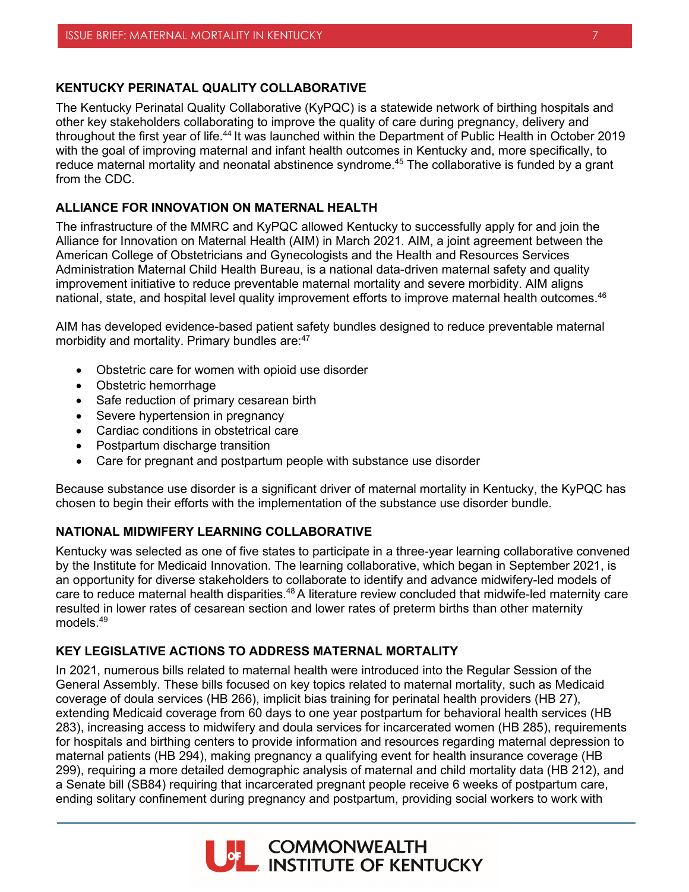## KENTUCKY PERINATAL QUALITY COLLABORATIVE

The Kentucky Perinatal Quality Collaborative (KyPQC) is a statewide network of birthing hospitals and other key stakeholders collaborating to improve the quality of care during pregnancy, delivery and throughout the first year of life.[44] It was launched within the Department of Public Health in October 2019 with the goal of improving maternal and infant health outcomes in Kentucky and, more specifically, to reduce maternal mortality and neonatal abstinence syndrome.[45] The collaborative is funded by a grant from the CDC.

## ALLIANCE FOR INNOVATION ON MATERNAL HEALTH

The infrastructure of the MMRC and KyPQC allowed Kentucky to successfully apply for and join the Alliance for Innovation on Maternal Health (AIM) in March 2021. AIM, a joint agreement between the American College of Obstetricians and Gynecologists and the Health and Resources Services Administration Maternal Child Health Bureau, is a national data-driven maternal safety and quality improvement initiative to reduce preventable maternal mortality and severe morbidity. AIM aligns national, state, and hospital level quality improvement efforts to improve maternal health outcomes.[46]

AIM has developed evidence-based patient safety bundles designed to reduce preventable maternal morbidity and mortality. Primary bundles are:[47]

- Obstetric care for women with opioid use disorder
- Obstetric hemorrhage
- Safe reduction of primary cesarean birth
- Severe hypertension in pregnancy
- Cardiac conditions in obstetrical care
- Postpartum discharge transition
- Care for pregnant and postpartum people with substance use disorder

Because substance use disorder is a significant driver of maternal mortality in Kentucky, the KyPQC has chosen to begin their efforts with the implementation of the substance use disorder bundle.

## NATIONAL MIDWIFERY LEARNING COLLABORATIVE

Kentucky was selected as one of five states to participate in a three-year learning collaborative convened by the Institute for Medicaid Innovation. The learning collaborative, which began in September 2021, is an opportunity for diverse stakeholders to collaborate to identify and advance midwifery-led models of care to reduce maternal health disparities.[48] A literature review concluded that midwife-led maternity care resulted in lower rates of cesarean section and lower rates of preterm births than other maternity models.[49]

## KEY LEGISLATIVE ACTIONS TO ADDRESS MATERNAL MORTALITY

In 2021, numerous bills related to maternal health were introduced into the Regular Session of the General Assembly. These bills focused on key topics related to maternal mortality, such as Medicaid coverage of doula services (HB 266), implicit bias training for perinatal health providers (HB 27), extending Medicaid coverage from 60 days to one year postpartum for behavioral health services (HB 283), increasing access to midwifery and doula services for incarcerated women (HB 285), requirements for hospitals and birthing centers to provide information and resources regarding maternal depression to maternal patients (HB 294), making pregnancy a qualifying event for health insurance coverage (HB 299), requiring a more detailed demographic analysis of maternal and child mortality data (HB 212), and a Senate bill (SB84) requiring that incarcerated pregnant people receive 6 weeks of postpartum care, ending solitary confinement during pregnancy and postpartum, providing social workers to work with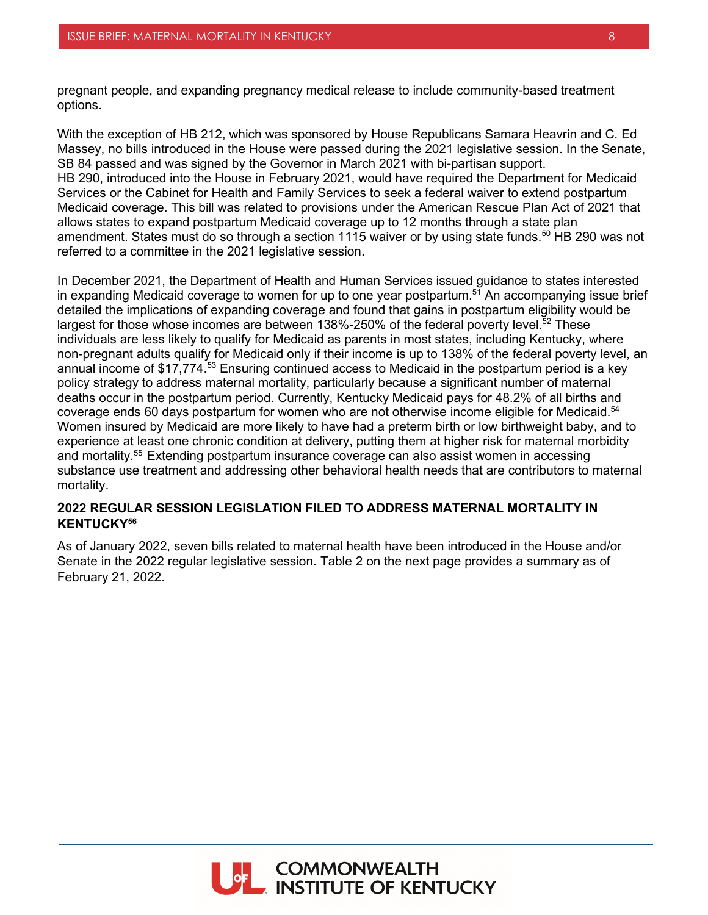pregnant people, and expanding pregnancy medical release to include community-based treatment options.

With the exception of HB 212, which was sponsored by House Republicans Samara Heavrin and C. Ed Massey, no bills introduced in the House were passed during the 2021 legislative session. In the Senate, SB 84 passed and was signed by the Governor in March 2021 with bi-partisan support.
HB 290, introduced into the House in February 2021, would have required the Department for Medicaid Services or the Cabinet for Health and Family Services to seek a federal waiver to extend postpartum Medicaid coverage. This bill was related to provisions under the American Rescue Plan Act of 2021 that allows states to expand postpartum Medicaid coverage up to 12 months through a state plan amendment. States must do so through a section 1115 waiver or by using state funds.[50] HB 290 was not referred to a committee in the 2021 legislative session.

In December 2021, the Department of Health and Human Services issued guidance to states interested in expanding Medicaid coverage to women for up to one year postpartum.[51] An accompanying issue brief detailed the implications of expanding coverage and found that gains in postpartum eligibility would be largest for those whose incomes are between 138%-250% of the federal poverty level.[52] These individuals are less likely to qualify for Medicaid as parents in most states, including Kentucky, where non-pregnant adults qualify for Medicaid only if their income is up to 138% of the federal poverty level, an annual income of $17,774.[53] Ensuring continued access to Medicaid in the postpartum period is a key policy strategy to address maternal mortality, particularly because a significant number of maternal deaths occur in the postpartum period. Currently, Kentucky Medicaid pays for 48.2% of all births and coverage ends 60 days postpartum for women who are not otherwise income eligible for Medicaid.[54] Women insured by Medicaid are more likely to have had a preterm birth or low birthweight baby, and to experience at least one chronic condition at delivery, putting them at higher risk for maternal morbidity and mortality.[55] Extending postpartum insurance coverage can also assist women in accessing substance use treatment and addressing other behavioral health needs that are contributors to maternal mortality.

### 2022 REGULAR SESSION LEGISLATION FILED TO ADDRESS MATERNAL MORTALITY IN KENTUCKY[56]

As of January 2022, seven bills related to maternal health have been introduced in the House and/or Senate in the 2022 regular legislative session. Table 2 on the next page provides a summary as of February 21, 2022.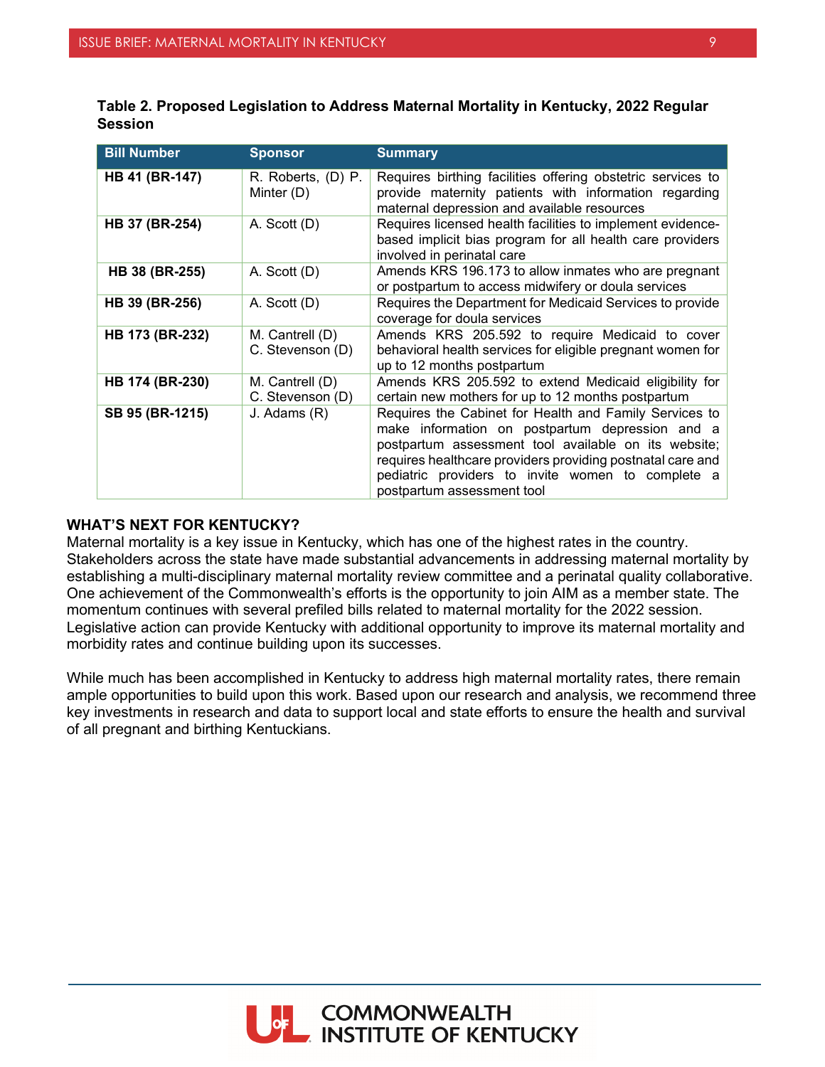**Table 2. Proposed Legislation to Address Maternal Mortality in Kentucky, 2022 Regular Session**

| Bill Number | Sponsor | Summary |
|---|---|---|
| **HB 41 (BR-147)** | R. Roberts, (D) P. Minter (D) | Requires birthing facilities offering obstetric services to provide maternity patients with information regarding maternal depression and available resources |
| **HB 37 (BR-254)** | A. Scott (D) | Requires licensed health facilities to implement evidence-based implicit bias program for all health care providers involved in perinatal care |
| **HB 38 (BR-255)** | A. Scott (D) | Amends KRS 196.173 to allow inmates who are pregnant or postpartum to access midwifery or doula services |
| **HB 39 (BR-256)** | A. Scott (D) | Requires the Department for Medicaid Services to provide coverage for doula services |
| **HB 173 (BR-232)** | M. Cantrell (D) C. Stevenson (D) | Amends KRS 205.592 to require Medicaid to cover behavioral health services for eligible pregnant women for up to 12 months postpartum |
| **HB 174 (BR-230)** | M. Cantrell (D) C. Stevenson (D) | Amends KRS 205.592 to extend Medicaid eligibility for certain new mothers for up to 12 months postpartum |
| **SB 95 (BR-1215)** | J. Adams (R) | Requires the Cabinet for Health and Family Services to make information on postpartum depression and a postpartum assessment tool available on its website; requires healthcare providers providing postnatal care and pediatric providers to invite women to complete a postpartum assessment tool |

**WHAT'S NEXT FOR KENTUCKY?**

Maternal mortality is a key issue in Kentucky, which has one of the highest rates in the country. Stakeholders across the state have made substantial advancements in addressing maternal mortality by establishing a multi-disciplinary maternal mortality review committee and a perinatal quality collaborative. One achievement of the Commonwealth's efforts is the opportunity to join AIM as a member state. The momentum continues with several prefiled bills related to maternal mortality for the 2022 session. Legislative action can provide Kentucky with additional opportunity to improve its maternal mortality and morbidity rates and continue building upon its successes.

While much has been accomplished in Kentucky to address high maternal mortality rates, there remain ample opportunities to build upon this work. Based upon our research and analysis, we recommend three key investments in research and data to support local and state efforts to ensure the health and survival of all pregnant and birthing Kentuckians.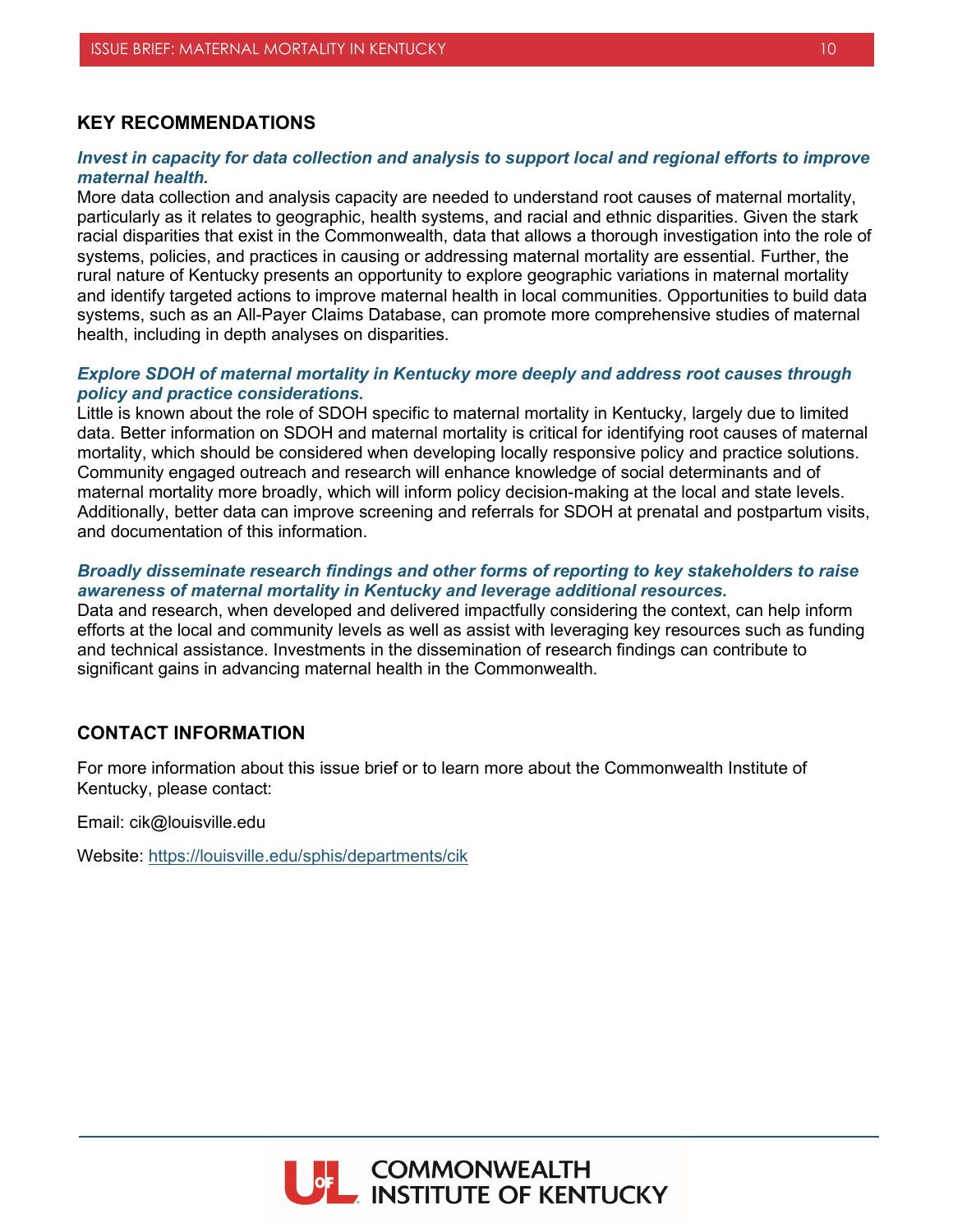## KEY RECOMMENDATIONS

***Invest in capacity for data collection and analysis to support local and regional efforts to improve maternal health.***

More data collection and analysis capacity are needed to understand root causes of maternal mortality, particularly as it relates to geographic, health systems, and racial and ethnic disparities. Given the stark racial disparities that exist in the Commonwealth, data that allows a thorough investigation into the role of systems, policies, and practices in causing or addressing maternal mortality are essential. Further, the rural nature of Kentucky presents an opportunity to explore geographic variations in maternal mortality and identify targeted actions to improve maternal health in local communities. Opportunities to build data systems, such as an All-Payer Claims Database, can promote more comprehensive studies of maternal health, including in depth analyses on disparities.

***Explore SDOH of maternal mortality in Kentucky more deeply and address root causes through policy and practice considerations.***

Little is known about the role of SDOH specific to maternal mortality in Kentucky, largely due to limited data. Better information on SDOH and maternal mortality is critical for identifying root causes of maternal mortality, which should be considered when developing locally responsive policy and practice solutions. Community engaged outreach and research will enhance knowledge of social determinants and of maternal mortality more broadly, which will inform policy decision-making at the local and state levels. Additionally, better data can improve screening and referrals for SDOH at prenatal and postpartum visits, and documentation of this information.

***Broadly disseminate research findings and other forms of reporting to key stakeholders to raise awareness of maternal mortality in Kentucky and leverage additional resources.***

Data and research, when developed and delivered impactfully considering the context, can help inform efforts at the local and community levels as well as assist with leveraging key resources such as funding and technical assistance. Investments in the dissemination of research findings can contribute to significant gains in advancing maternal health in the Commonwealth.

## CONTACT INFORMATION

For more information about this issue brief or to learn more about the Commonwealth Institute of Kentucky, please contact:

Email: cik@louisville.edu

Website: https://louisville.edu/sphis/departments/cik

UofL COMMONWEALTH INSTITUTE OF KENTUCKY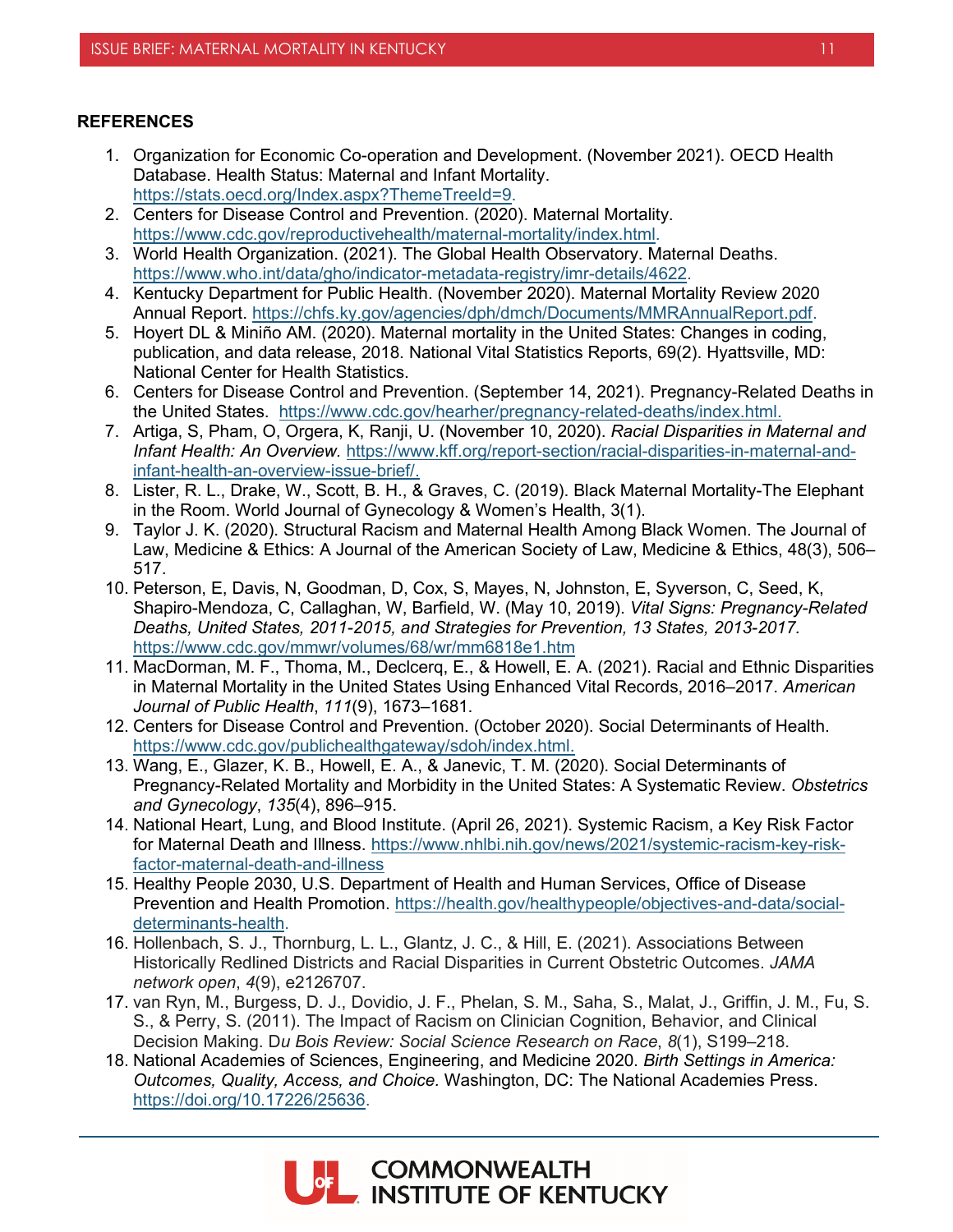**REFERENCES**

1. Organization for Economic Co-operation and Development. (November 2021). OECD Health Database. Health Status: Maternal and Infant Mortality. https://stats.oecd.org/Index.aspx?ThemeTreeId=9.
2. Centers for Disease Control and Prevention. (2020). Maternal Mortality. https://www.cdc.gov/reproductivehealth/maternal-mortality/index.html.
3. World Health Organization. (2021). The Global Health Observatory. Maternal Deaths. https://www.who.int/data/gho/indicator-metadata-registry/imr-details/4622.
4. Kentucky Department for Public Health. (November 2020). Maternal Mortality Review 2020 Annual Report. https://chfs.ky.gov/agencies/dph/dmch/Documents/MMRAnnualReport.pdf.
5. Hoyert DL & Miniño AM. (2020). Maternal mortality in the United States: Changes in coding, publication, and data release, 2018. National Vital Statistics Reports, 69(2). Hyattsville, MD: National Center for Health Statistics.
6. Centers for Disease Control and Prevention. (September 14, 2021). Pregnancy-Related Deaths in the United States. https://www.cdc.gov/hearher/pregnancy-related-deaths/index.html.
7. Artiga, S, Pham, O, Orgera, K, Ranji, U. (November 10, 2020). *Racial Disparities in Maternal and Infant Health: An Overview.* https://www.kff.org/report-section/racial-disparities-in-maternal-and-infant-health-an-overview-issue-brief/.
8. Lister, R. L., Drake, W., Scott, B. H., & Graves, C. (2019). Black Maternal Mortality-The Elephant in the Room. World Journal of Gynecology & Women's Health, 3(1).
9. Taylor J. K. (2020). Structural Racism and Maternal Health Among Black Women. The Journal of Law, Medicine & Ethics: A Journal of the American Society of Law, Medicine & Ethics, 48(3), 506–517.
10. Peterson, E, Davis, N, Goodman, D, Cox, S, Mayes, N, Johnston, E, Syverson, C, Seed, K, Shapiro-Mendoza, C, Callaghan, W, Barfield, W. (May 10, 2019). *Vital Signs: Pregnancy-Related Deaths, United States, 2011-2015, and Strategies for Prevention, 13 States, 2013-2017.* https://www.cdc.gov/mmwr/volumes/68/wr/mm6818e1.htm
11. MacDorman, M. F., Thoma, M., Declcerq, E., & Howell, E. A. (2021). Racial and Ethnic Disparities in Maternal Mortality in the United States Using Enhanced Vital Records, 2016–2017. *American Journal of Public Health*, *111*(9), 1673–1681.
12. Centers for Disease Control and Prevention. (October 2020). Social Determinants of Health. https://www.cdc.gov/publichealthgateway/sdoh/index.html.
13. Wang, E., Glazer, K. B., Howell, E. A., & Janevic, T. M. (2020). Social Determinants of Pregnancy-Related Mortality and Morbidity in the United States: A Systematic Review. *Obstetrics and Gynecology*, *135*(4), 896–915.
14. National Heart, Lung, and Blood Institute. (April 26, 2021). Systemic Racism, a Key Risk Factor for Maternal Death and Illness. https://www.nhlbi.nih.gov/news/2021/systemic-racism-key-risk-factor-maternal-death-and-illness
15. Healthy People 2030, U.S. Department of Health and Human Services, Office of Disease Prevention and Health Promotion. https://health.gov/healthypeople/objectives-and-data/social-determinants-health.
16. Hollenbach, S. J., Thornburg, L. L., Glantz, J. C., & Hill, E. (2021). Associations Between Historically Redlined Districts and Racial Disparities in Current Obstetric Outcomes. *JAMA network open*, *4*(9), e2126707.
17. van Ryn, M., Burgess, D. J., Dovidio, J. F., Phelan, S. M., Saha, S., Malat, J., Griffin, J. M., Fu, S. S., & Perry, S. (2011). The Impact of Racism on Clinician Cognition, Behavior, and Clinical Decision Making. D*u Bois Review: Social Science Research on Race*, *8*(1), S199–218.
18. National Academies of Sciences, Engineering, and Medicine 2020. *Birth Settings in America: Outcomes, Quality, Access, and Choice.* Washington, DC: The National Academies Press. https://doi.org/10.17226/25636.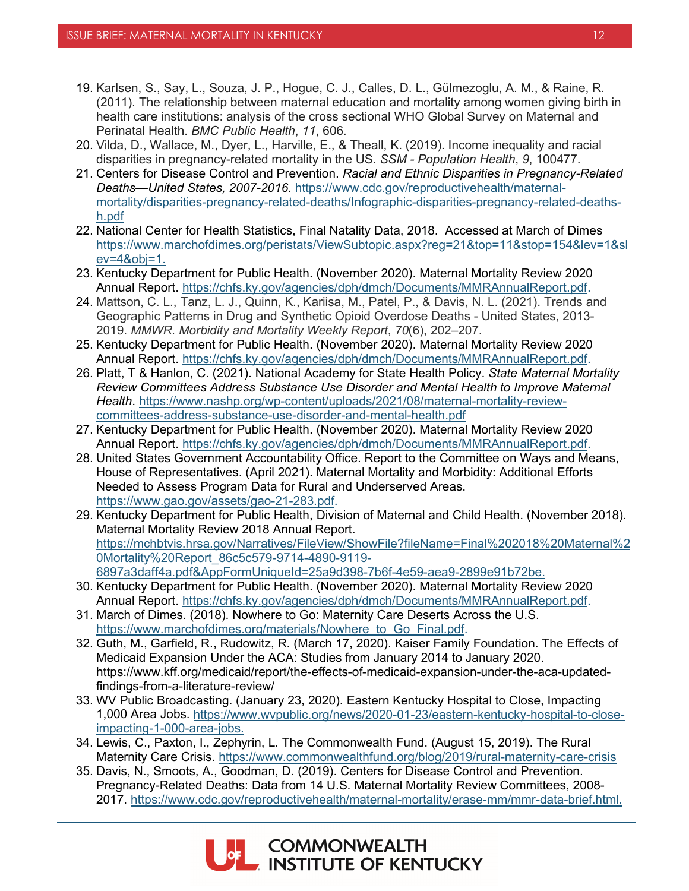19. Karlsen, S., Say, L., Souza, J. P., Hogue, C. J., Calles, D. L., Gülmezoglu, A. M., & Raine, R. (2011). The relationship between maternal education and mortality among women giving birth in health care institutions: analysis of the cross sectional WHO Global Survey on Maternal and Perinatal Health. *BMC Public Health*, *11*, 606.
20. Vilda, D., Wallace, M., Dyer, L., Harville, E., & Theall, K. (2019). Income inequality and racial disparities in pregnancy-related mortality in the US. *SSM - Population Health*, *9*, 100477.
21. Centers for Disease Control and Prevention. *Racial and Ethnic Disparities in Pregnancy-Related Deaths—United States, 2007-2016.* https://www.cdc.gov/reproductivehealth/maternal-mortality/disparities-pregnancy-related-deaths/Infographic-disparities-pregnancy-related-deaths-h.pdf
22. National Center for Health Statistics, Final Natality Data, 2018. Accessed at March of Dimes https://www.marchofdimes.org/peristats/ViewSubtopic.aspx?reg=21&top=11&stop=154&lev=1&slev=4&obj=1.
23. Kentucky Department for Public Health. (November 2020). Maternal Mortality Review 2020 Annual Report. https://chfs.ky.gov/agencies/dph/dmch/Documents/MMRAnnualReport.pdf.
24. Mattson, C. L., Tanz, L. J., Quinn, K., Kariisa, M., Patel, P., & Davis, N. L. (2021). Trends and Geographic Patterns in Drug and Synthetic Opioid Overdose Deaths - United States, 2013-2019. *MMWR. Morbidity and Mortality Weekly Report*, *70*(6), 202–207.
25. Kentucky Department for Public Health. (November 2020). Maternal Mortality Review 2020 Annual Report. https://chfs.ky.gov/agencies/dph/dmch/Documents/MMRAnnualReport.pdf.
26. Platt, T & Hanlon, C. (2021). National Academy for State Health Policy. *State Maternal Mortality Review Committees Address Substance Use Disorder and Mental Health to Improve Maternal Health*. https://www.nashp.org/wp-content/uploads/2021/08/maternal-mortality-review-committees-address-substance-use-disorder-and-mental-health.pdf
27. Kentucky Department for Public Health. (November 2020). Maternal Mortality Review 2020 Annual Report. https://chfs.ky.gov/agencies/dph/dmch/Documents/MMRAnnualReport.pdf.
28. United States Government Accountability Office. Report to the Committee on Ways and Means, House of Representatives. (April 2021). Maternal Mortality and Morbidity: Additional Efforts Needed to Assess Program Data for Rural and Underserved Areas. https://www.gao.gov/assets/gao-21-283.pdf.
29. Kentucky Department for Public Health, Division of Maternal and Child Health. (November 2018). Maternal Mortality Review 2018 Annual Report. https://mchbtvis.hrsa.gov/Narratives/FileView/ShowFile?fileName=Final%202018%20Maternal%20Mortality%20Report_86c5c579-9714-4890-9119-6897a3daff4a.pdf&AppFormUniqueId=25a9d398-7b6f-4e59-aea9-2899e91b72be.
30. Kentucky Department for Public Health. (November 2020). Maternal Mortality Review 2020 Annual Report. https://chfs.ky.gov/agencies/dph/dmch/Documents/MMRAnnualReport.pdf.
31. March of Dimes. (2018). Nowhere to Go: Maternity Care Deserts Across the U.S. https://www.marchofdimes.org/materials/Nowhere_to_Go_Final.pdf.
32. Guth, M., Garfield, R., Rudowitz, R. (March 17, 2020). Kaiser Family Foundation. The Effects of Medicaid Expansion Under the ACA: Studies from January 2014 to January 2020. https://www.kff.org/medicaid/report/the-effects-of-medicaid-expansion-under-the-aca-updated-findings-from-a-literature-review/
33. WV Public Broadcasting. (January 23, 2020). Eastern Kentucky Hospital to Close, Impacting 1,000 Area Jobs. https://www.wvpublic.org/news/2020-01-23/eastern-kentucky-hospital-to-close-impacting-1-000-area-jobs.
34. Lewis, C., Paxton, I., Zephyrin, L. The Commonwealth Fund. (August 15, 2019). The Rural Maternity Care Crisis. https://www.commonwealthfund.org/blog/2019/rural-maternity-care-crisis
35. Davis, N., Smoots, A., Goodman, D. (2019). Centers for Disease Control and Prevention. Pregnancy-Related Deaths: Data from 14 U.S. Maternal Mortality Review Committees, 2008-2017. https://www.cdc.gov/reproductivehealth/maternal-mortality/erase-mm/mmr-data-brief.html.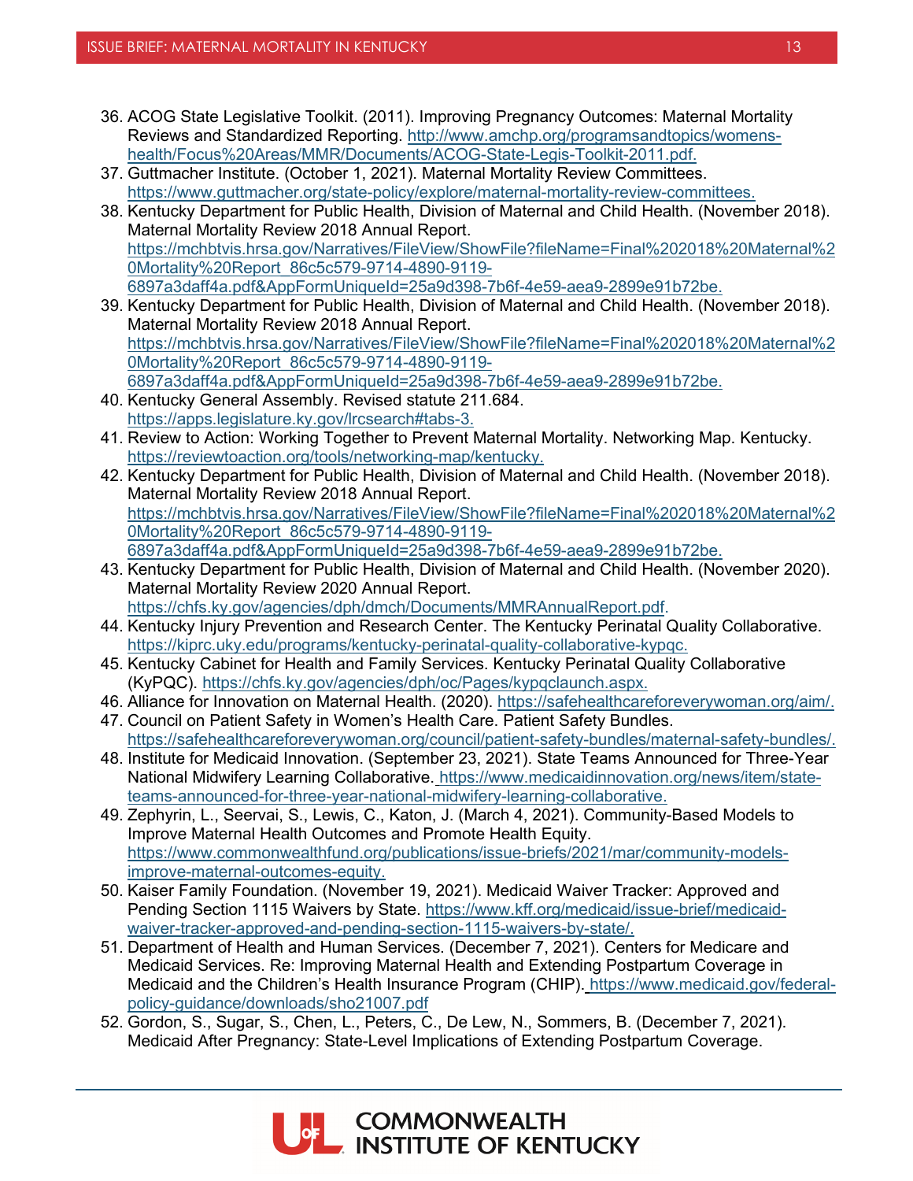36. ACOG State Legislative Toolkit. (2011). Improving Pregnancy Outcomes: Maternal Mortality Reviews and Standardized Reporting. http://www.amchp.org/programsandtopics/womens-health/Focus%20Areas/MMR/Documents/ACOG-State-Legis-Toolkit-2011.pdf.
37. Guttmacher Institute. (October 1, 2021). Maternal Mortality Review Committees. https://www.guttmacher.org/state-policy/explore/maternal-mortality-review-committees.
38. Kentucky Department for Public Health, Division of Maternal and Child Health. (November 2018). Maternal Mortality Review 2018 Annual Report. https://mchbtvis.hrsa.gov/Narratives/FileView/ShowFile?fileName=Final%202018%20Maternal%20Mortality%20Report_86c5c579-9714-4890-9119-6897a3daff4a.pdf&AppFormUniqueId=25a9d398-7b6f-4e59-aea9-2899e91b72be.
39. Kentucky Department for Public Health, Division of Maternal and Child Health. (November 2018). Maternal Mortality Review 2018 Annual Report. https://mchbtvis.hrsa.gov/Narratives/FileView/ShowFile?fileName=Final%202018%20Maternal%20Mortality%20Report_86c5c579-9714-4890-9119-6897a3daff4a.pdf&AppFormUniqueId=25a9d398-7b6f-4e59-aea9-2899e91b72be.
40. Kentucky General Assembly. Revised statute 211.684. https://apps.legislature.ky.gov/lrcsearch#tabs-3.
41. Review to Action: Working Together to Prevent Maternal Mortality. Networking Map. Kentucky. https://reviewtoaction.org/tools/networking-map/kentucky.
42. Kentucky Department for Public Health, Division of Maternal and Child Health. (November 2018). Maternal Mortality Review 2018 Annual Report. https://mchbtvis.hrsa.gov/Narratives/FileView/ShowFile?fileName=Final%202018%20Maternal%20Mortality%20Report_86c5c579-9714-4890-9119-6897a3daff4a.pdf&AppFormUniqueId=25a9d398-7b6f-4e59-aea9-2899e91b72be.
43. Kentucky Department for Public Health, Division of Maternal and Child Health. (November 2020). Maternal Mortality Review 2020 Annual Report. https://chfs.ky.gov/agencies/dph/dmch/Documents/MMRAnnualReport.pdf.
44. Kentucky Injury Prevention and Research Center. The Kentucky Perinatal Quality Collaborative. https://kiprc.uky.edu/programs/kentucky-perinatal-quality-collaborative-kypqc.
45. Kentucky Cabinet for Health and Family Services. Kentucky Perinatal Quality Collaborative (KyPQC). https://chfs.ky.gov/agencies/dph/oc/Pages/kypqclaunch.aspx.
46. Alliance for Innovation on Maternal Health. (2020). https://safehealthcareforeverywoman.org/aim/.
47. Council on Patient Safety in Women's Health Care. Patient Safety Bundles. https://safehealthcareforeverywoman.org/council/patient-safety-bundles/maternal-safety-bundles/.
48. Institute for Medicaid Innovation. (September 23, 2021). State Teams Announced for Three-Year National Midwifery Learning Collaborative. https://www.medicaidinnovation.org/news/item/state-teams-announced-for-three-year-national-midwifery-learning-collaborative.
49. Zephyrin, L., Seervai, S., Lewis, C., Katon, J. (March 4, 2021). Community-Based Models to Improve Maternal Health Outcomes and Promote Health Equity. https://www.commonwealthfund.org/publications/issue-briefs/2021/mar/community-models-improve-maternal-outcomes-equity.
50. Kaiser Family Foundation. (November 19, 2021). Medicaid Waiver Tracker: Approved and Pending Section 1115 Waivers by State. https://www.kff.org/medicaid/issue-brief/medicaid-waiver-tracker-approved-and-pending-section-1115-waivers-by-state/.
51. Department of Health and Human Services. (December 7, 2021). Centers for Medicare and Medicaid Services. Re: Improving Maternal Health and Extending Postpartum Coverage in Medicaid and the Children's Health Insurance Program (CHIP). https://www.medicaid.gov/federal-policy-guidance/downloads/sho21007.pdf
52. Gordon, S., Sugar, S., Chen, L., Peters, C., De Lew, N., Sommers, B. (December 7, 2021). Medicaid After Pregnancy: State-Level Implications of Extending Postpartum Coverage.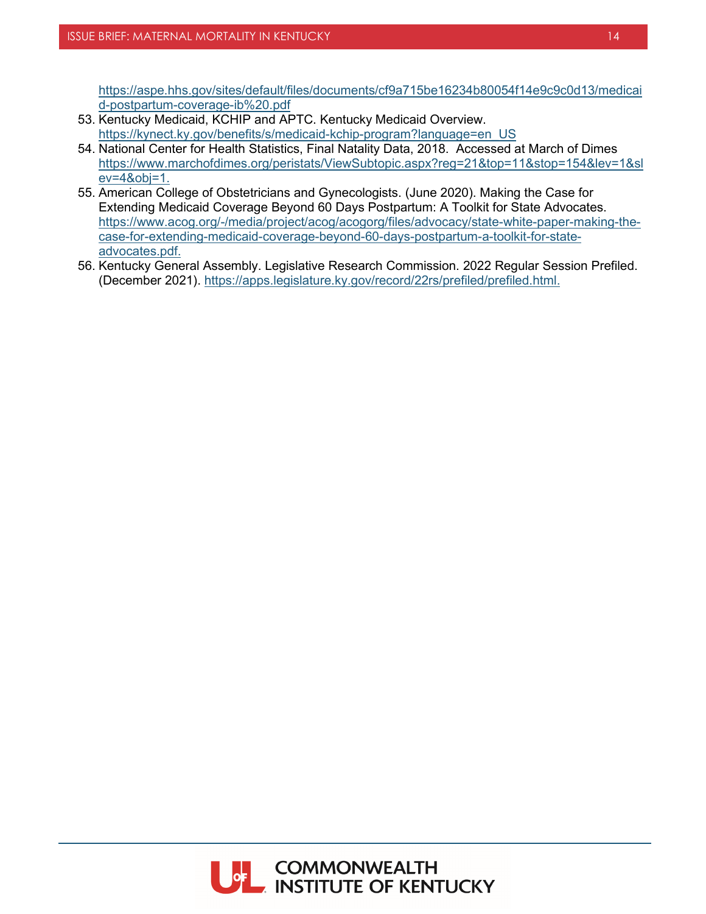https://aspe.hhs.gov/sites/default/files/documents/cf9a715be16234b80054f14e9c9c0d13/medicaid-postpartum-coverage-ib%20.pdf

53. Kentucky Medicaid, KCHIP and APTC. Kentucky Medicaid Overview. https://kynect.ky.gov/benefits/s/medicaid-kchip-program?language=en_US
54. National Center for Health Statistics, Final Natality Data, 2018. Accessed at March of Dimes https://www.marchofdimes.org/peristats/ViewSubtopic.aspx?reg=21&top=11&stop=154&lev=1&slev=4&obj=1.
55. American College of Obstetricians and Gynecologists. (June 2020). Making the Case for Extending Medicaid Coverage Beyond 60 Days Postpartum: A Toolkit for State Advocates. https://www.acog.org/-/media/project/acog/acogorg/files/advocacy/state-white-paper-making-the-case-for-extending-medicaid-coverage-beyond-60-days-postpartum-a-toolkit-for-state-advocates.pdf.
56. Kentucky General Assembly. Legislative Research Commission. 2022 Regular Session Prefiled. (December 2021). https://apps.legislature.ky.gov/record/22rs/prefiled/prefiled.html.